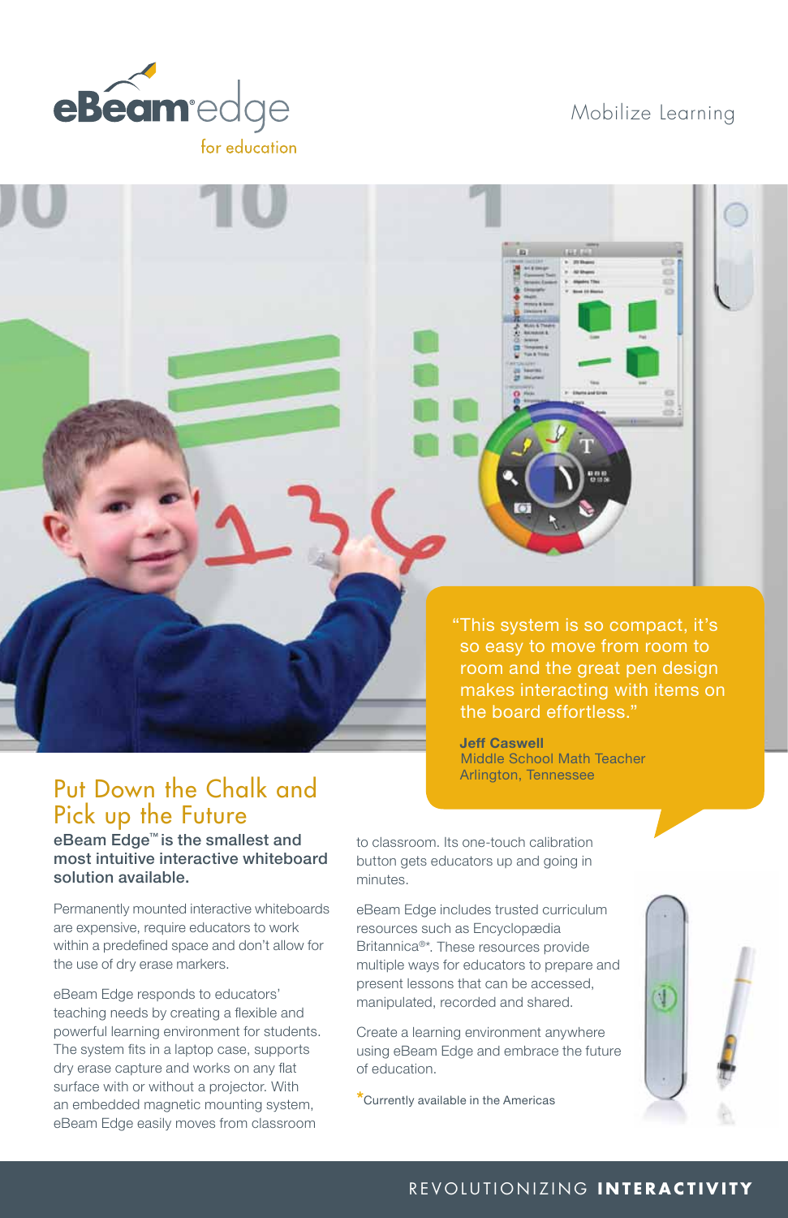eBeam edge
for education

Mobilize Learning

"This system is so compact, it's so easy to move from room to room and the great pen design makes interacting with items on the board effortless."

**Jeff Caswell**
Middle School Math Teacher
Arlington, Tennessee

# Put Down the Chalk and Pick up the Future

**eBeam Edge™ is the smallest and most intuitive interactive whiteboard solution available.**

Permanently mounted interactive whiteboards are expensive, require educators to work within a predefined space and don't allow for the use of dry erase markers.

eBeam Edge responds to educators' teaching needs by creating a flexible and powerful learning environment for students. The system fits in a laptop case, supports dry erase capture and works on any flat surface with or without a projector. With an embedded magnetic mounting system, eBeam Edge easily moves from classroom to classroom. Its one-touch calibration button gets educators up and going in minutes.

eBeam Edge includes trusted curriculum resources such as Encyclopædia Britannica®*. These resources provide multiple ways for educators to prepare and present lessons that can be accessed, manipulated, recorded and shared.

Create a learning environment anywhere using eBeam Edge and embrace the future of education.

*Currently available in the Americas

REVOLUTIONIZING **INTERACTIVITY**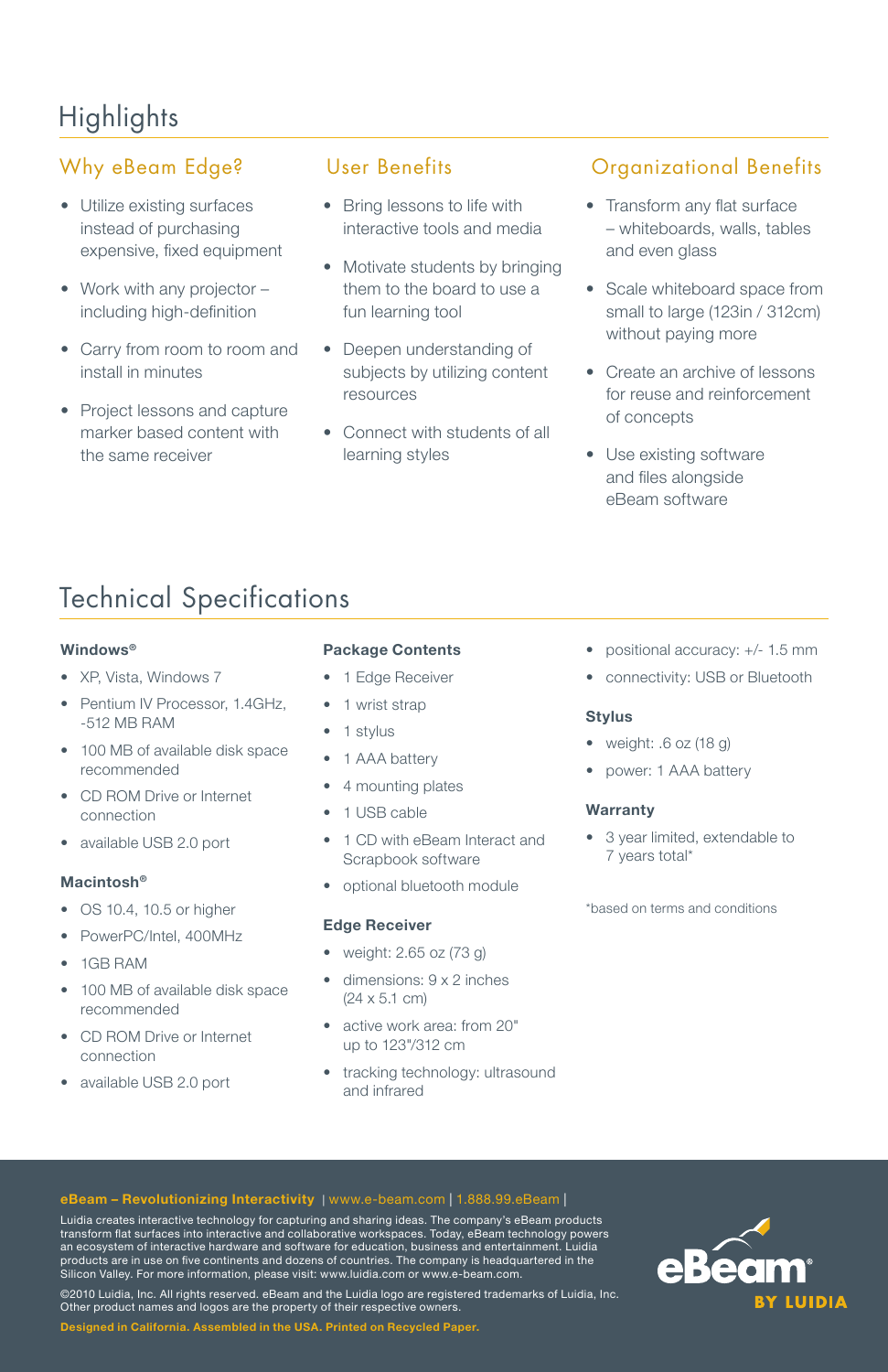# Highlights

## Why eBeam Edge?

- Utilize existing surfaces instead of purchasing expensive, fixed equipment
- Work with any projector – including high-definition
- Carry from room to room and install in minutes
- Project lessons and capture marker based content with the same receiver

## User Benefits

- Bring lessons to life with interactive tools and media
- Motivate students by bringing them to the board to use a fun learning tool
- Deepen understanding of subjects by utilizing content resources
- Connect with students of all learning styles

## Organizational Benefits

- Transform any flat surface – whiteboards, walls, tables and even glass
- Scale whiteboard space from small to large (123in / 312cm) without paying more
- Create an archive of lessons for reuse and reinforcement of concepts
- Use existing software and files alongside eBeam software

# Technical Specifications

**Windows®**

- XP, Vista, Windows 7
- Pentium IV Processor, 1.4GHz, -512 MB RAM
- 100 MB of available disk space recommended
- CD ROM Drive or Internet connection
- available USB 2.0 port

**Macintosh®**

- OS 10.4, 10.5 or higher
- PowerPC/Intel, 400MHz
- 1GB RAM
- 100 MB of available disk space recommended
- CD ROM Drive or Internet connection
- available USB 2.0 port

**Package Contents**

- 1 Edge Receiver
- 1 wrist strap
- 1 stylus
- 1 AAA battery
- 4 mounting plates
- 1 USB cable
- 1 CD with eBeam Interact and Scrapbook software
- optional bluetooth module

**Edge Receiver**

- weight: 2.65 oz (73 g)
- dimensions: 9 x 2 inches (24 x 5.1 cm)
- active work area: from 20" up to 123"/312 cm
- tracking technology: ultrasound and infrared
- positional accuracy: +/- 1.5 mm
- connectivity: USB or Bluetooth

**Stylus**

- weight: .6 oz (18 g)
- power: 1 AAA battery

**Warranty**

- 3 year limited, extendable to 7 years total*

*based on terms and conditions

**eBeam – Revolutionizing Interactivity** | www.e-beam.com | 1.888.99.eBeam |

Luidia creates interactive technology for capturing and sharing ideas. The company's eBeam products transform flat surfaces into interactive and collaborative workspaces. Today, eBeam technology powers an ecosystem of interactive hardware and software for education, business and entertainment. Luidia products are in use on five continents and dozens of countries. The company is headquartered in the Silicon Valley. For more information, please visit: www.luidia.com or www.e-beam.com.

©2010 Luidia, Inc. All rights reserved. eBeam and the Luidia logo are registered trademarks of Luidia, Inc. Other product names and logos are the property of their respective owners.

**Designed in California. Assembled in the USA. Printed on Recycled Paper.**

eBeam BY LUIDIA